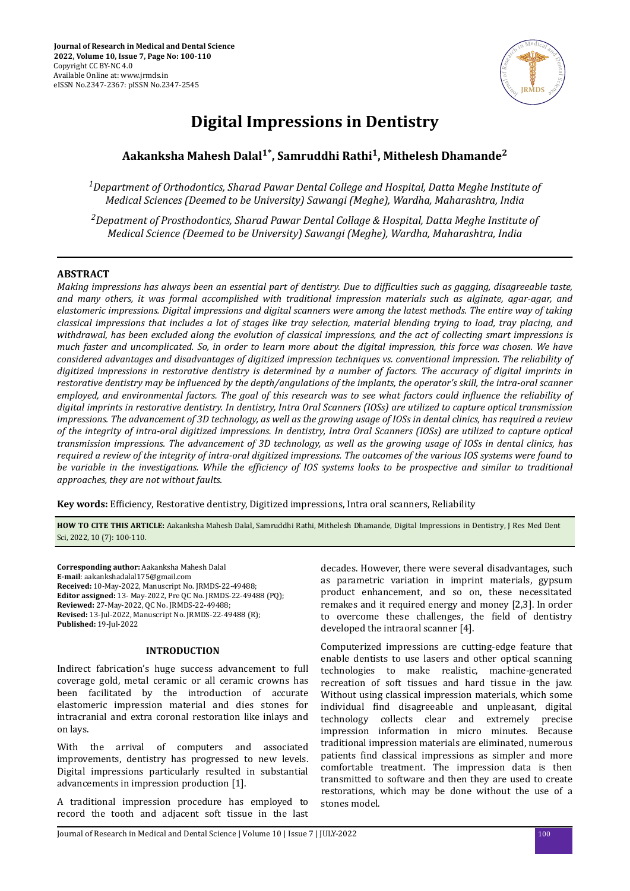# Digital Impressions in Dentistry

**Aakanksha Mahesh Dalal[1*], Samruddhi Rathi[1], Mithelesh Dhamande[2]**

*[1]Department of Orthodontics, Sharad Pawar Dental College and Hospital, Datta Meghe Institute of Medical Sciences (Deemed to be University) Sawangi (Meghe), Wardha, Maharashtra, India*

*[2]Depatment of Prosthodontics, Sharad Pawar Dental Collage & Hospital, Datta Meghe Institute of Medical Science (Deemed to be University) Sawangi (Meghe), Wardha, Maharashtra, India*

## ABSTRACT

*Making impressions has always been an essential part of dentistry. Due to difficulties such as gagging, disagreeable taste, and many others, it was formal accomplished with traditional impression materials such as alginate, agar-agar, and elastomeric impressions. Digital impressions and digital scanners were among the latest methods. The entire way of taking classical impressions that includes a lot of stages like tray selection, material blending trying to load, tray placing, and withdrawal, has been excluded along the evolution of classical impressions, and the act of collecting smart impressions is much faster and uncomplicated. So, in order to learn more about the digital impression, this force was chosen. We have considered advantages and disadvantages of digitized impression techniques vs. conventional impression. The reliability of digitized impressions in restorative dentistry is determined by a number of factors. The accuracy of digital imprints in restorative dentistry may be influenced by the depth/angulations of the implants, the operator's skill, the intra-oral scanner employed, and environmental factors. The goal of this research was to see what factors could influence the reliability of digital imprints in restorative dentistry. In dentistry, Intra Oral Scanners (IOSs) are utilized to capture optical transmission impressions. The advancement of 3D technology, as well as the growing usage of IOSs in dental clinics, has required a review of the integrity of intra-oral digitized impressions. In dentistry, Intra Oral Scanners (IOSs) are utilized to capture optical transmission impressions. The advancement of 3D technology, as well as the growing usage of IOSs in dental clinics, has required a review of the integrity of intra-oral digitized impressions. The outcomes of the various IOS systems were found to be variable in the investigations. While the efficiency of IOS systems looks to be prospective and similar to traditional approaches, they are not without faults.*

**Key words:** Efficiency, Restorative dentistry, Digitized impressions, Intra oral scanners, Reliability

**HOW TO CITE THIS ARTICLE:** Aakanksha Mahesh Dalal, Samruddhi Rathi, Mithelesh Dhamande, Digital Impressions in Dentistry, J Res Med Dent Sci, 2022, 10 (7): 100-110.

**Corresponding author:** Aakanksha Mahesh Dalal
**E-mail**: aakankshadalal175@gmail.com
**Received:** 10-May-2022, Manuscript No. JRMDS-22-49488;
**Editor assigned:** 13- May-2022, Pre QC No. JRMDS-22-49488 (PQ);
**Reviewed:** 27-May-2022, QC No. JRMDS-22-49488;
**Revised:** 13-Jul-2022, Manuscript No. JRMDS-22-49488 (R);
**Published:** 19-Jul-2022

## INTRODUCTION

Indirect fabrication's huge success advancement to full coverage gold, metal ceramic or all ceramic crowns has been facilitated by the introduction of accurate elastomeric impression material and dies stones for intracranial and extra coronal restoration like inlays and on lays.

With the arrival of computers and associated improvements, dentistry has progressed to new levels. Digital impressions particularly resulted in substantial advancements in impression production [1].

A traditional impression procedure has employed to record the tooth and adjacent soft tissue in the last decades. However, there were several disadvantages, such as parametric variation in imprint materials, gypsum product enhancement, and so on, these necessitated remakes and it required energy and money [2,3]. In order to overcome these challenges, the field of dentistry developed the intraoral scanner [4].

Computerized impressions are cutting-edge feature that enable dentists to use lasers and other optical scanning technologies to make realistic, machine-generated recreation of soft tissues and hard tissue in the jaw. Without using classical impression materials, which some individual find disagreeable and unpleasant, digital technology collects clear and extremely precise impression information in micro minutes. Because traditional impression materials are eliminated, numerous patients find classical impressions as simpler and more comfortable treatment. The impression data is then transmitted to software and then they are used to create restorations, which may be done without the use of a stones model.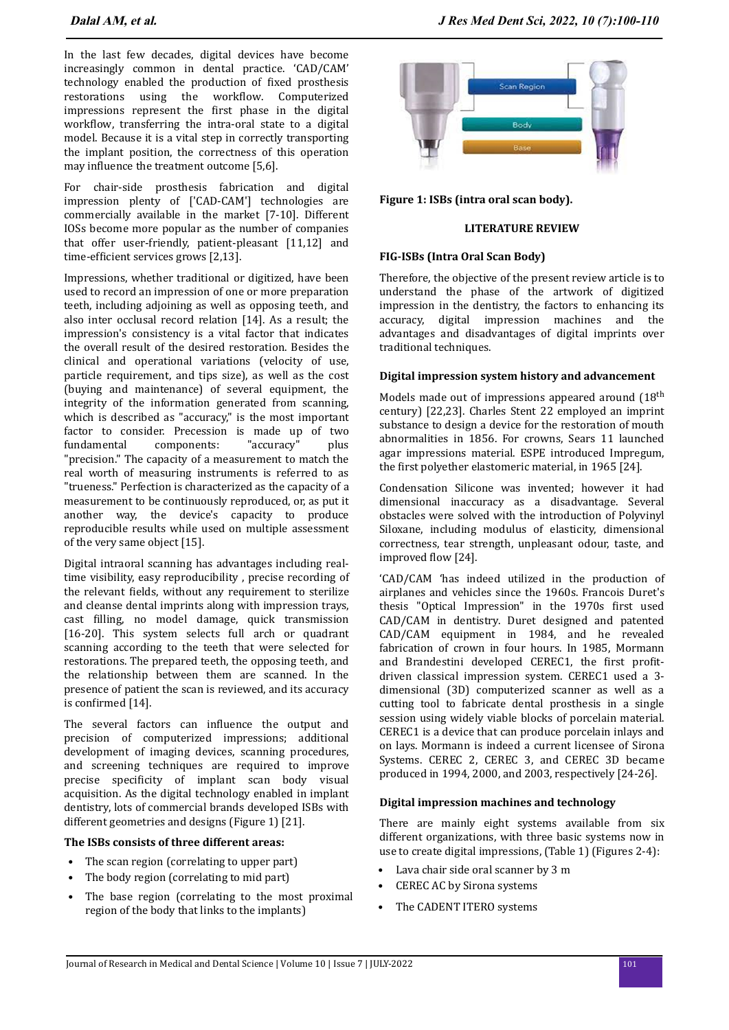In the last few decades, digital devices have become increasingly common in dental practice. 'CAD/CAM' technology enabled the production of fixed prosthesis restorations using the workflow. Computerized impressions represent the first phase in the digital workflow, transferring the intra-oral state to a digital model. Because it is a vital step in correctly transporting the implant position, the correctness of this operation may influence the treatment outcome [5,6].

For chair-side prosthesis fabrication and digital impression plenty of ['CAD-CAM'] technologies are commercially available in the market [7-10]. Different IOSs become more popular as the number of companies that offer user-friendly, patient-pleasant [11,12] and time-efficient services grows [2,13].

Impressions, whether traditional or digitized, have been used to record an impression of one or more preparation teeth, including adjoining as well as opposing teeth, and also inter occlusal record relation [14]. As a result; the impression's consistency is a vital factor that indicates the overall result of the desired restoration. Besides the clinical and operational variations (velocity of use, particle requirement, and tips size), as well as the cost (buying and maintenance) of several equipment, the integrity of the information generated from scanning, which is described as "accuracy," is the most important factor to consider. Precession is made up of two fundamental components: "accuracy" plus "precision." The capacity of a measurement to match the real worth of measuring instruments is referred to as "trueness." Perfection is characterized as the capacity of a measurement to be continuously reproduced, or, as put it another way, the device's capacity to produce reproducible results while used on multiple assessment of the very same object [15].

Digital intraoral scanning has advantages including real-time visibility, easy reproducibility , precise recording of the relevant fields, without any requirement to sterilize and cleanse dental imprints along with impression trays, cast filling, no model damage, quick transmission [16-20]. This system selects full arch or quadrant scanning according to the teeth that were selected for restorations. The prepared teeth, the opposing teeth, and the relationship between them are scanned. In the presence of patient the scan is reviewed, and its accuracy is confirmed [14].

The several factors can influence the output and precision of computerized impressions; additional development of imaging devices, scanning procedures, and screening techniques are required to improve precise specificity of implant scan body visual acquisition. As the digital technology enabled in implant dentistry, lots of commercial brands developed ISBs with different geometries and designs (Figure 1) [21].

**The ISBs consists of three different areas:**

- The scan region (correlating to upper part)
- The body region (correlating to mid part)
- The base region (correlating to the most proximal region of the body that links to the implants)

Scan Region

Body

Base

**Figure 1: ISBs (intra oral scan body).**

## LITERATURE REVIEW

### FIG-ISBs (Intra Oral Scan Body)

Therefore, the objective of the present review article is to understand the phase of the artwork of digitized impression in the dentistry, the factors to enhancing its accuracy, digital impression machines and the advantages and disadvantages of digital imprints over traditional techniques.

### Digital impression system history and advancement

Models made out of impressions appeared around (18th century) [22,23]. Charles Stent 22 employed an imprint substance to design a device for the restoration of mouth abnormalities in 1856. For crowns, Sears 11 launched agar impressions material. ESPE introduced Impregum, the first polyether elastomeric material, in 1965 [24].

Condensation Silicone was invented; however it had dimensional inaccuracy as a disadvantage. Several obstacles were solved with the introduction of Polyvinyl Siloxane, including modulus of elasticity, dimensional correctness, tear strength, unpleasant odour, taste, and improved flow [24].

'CAD/CAM 'has indeed utilized in the production of airplanes and vehicles since the 1960s. Francois Duret's thesis "Optical Impression" in the 1970s first used CAD/CAM in dentistry. Duret designed and patented CAD/CAM equipment in 1984, and he revealed fabrication of crown in four hours. In 1985, Mormann and Brandestini developed CEREC1, the first profit-driven classical impression system. CEREC1 used a 3-dimensional (3D) computerized scanner as well as a cutting tool to fabricate dental prosthesis in a single session using widely viable blocks of porcelain material. CEREC1 is a device that can produce porcelain inlays and on lays. Mormann is indeed a current licensee of Sirona Systems. CEREC 2, CEREC 3, and CEREC 3D became produced in 1994, 2000, and 2003, respectively [24-26].

### Digital impression machines and technology

There are mainly eight systems available from six different organizations, with three basic systems now in use to create digital impressions, (Table 1) (Figures 2-4):

- Lava chair side oral scanner by 3 m
- CEREC AC by Sirona systems
- The CADENT ITERO systems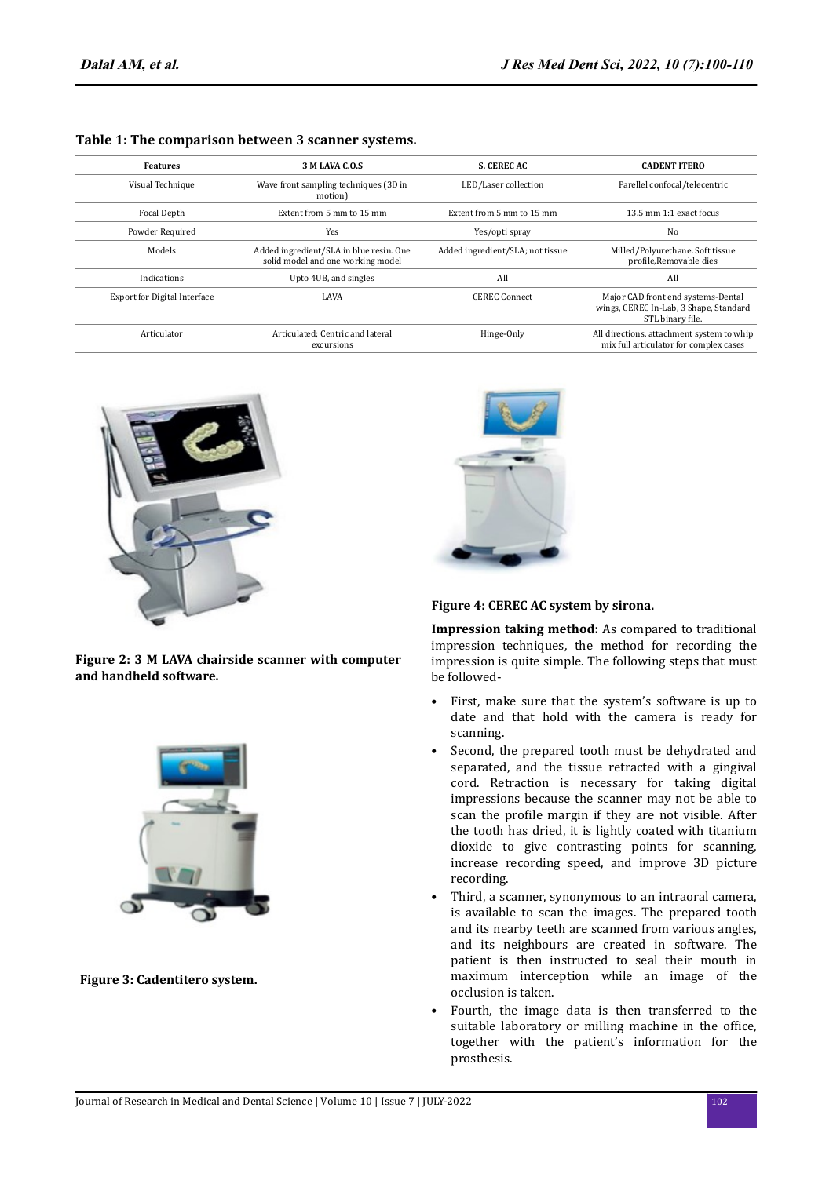**Table 1: The comparison between 3 scanner systems.**

| Features | 3 M LAVA C.O.S | S. CEREC AC | CADENT ITERO |
|---|---|---|---|
| Visual Technique | Wave front sampling techniques (3D in motion) | LED/Laser collection | Parellel confocal/telecentric |
| Focal Depth | Extent from 5 mm to 15 mm | Extent from 5 mm to 15 mm | 13.5 mm 1:1 exact focus |
| Powder Required | Yes | Yes/opti spray | No |
| Models | Added ingredient/SLA in blue resin. One solid model and one working model | Added ingredient/SLA; not tissue | Milled/Polyurethane. Soft tissue profile,Removable dies |
| Indications | Upto 4UB, and singles | All | All |
| Export for Digital Interface | LAVA | CEREC Connect | Major CAD front end systems-Dental wings, CEREC In-Lab, 3 Shape, Standard STL binary file. |
| Articulator | Articulated; Centric and lateral excursions | Hinge-Only | All directions, attachment system to whip mix full articulator for complex cases |

**Figure 2: 3 M LAVA chairside scanner with computer and handheld software.**

**Figure 3: Cadentitero system.**

**Figure 4: CEREC AC system by sirona.**

**Impression taking method:** As compared to traditional impression techniques, the method for recording the impression is quite simple. The following steps that must be followed-

- First, make sure that the system's software is up to date and that hold with the camera is ready for scanning.
- Second, the prepared tooth must be dehydrated and separated, and the tissue retracted with a gingival cord. Retraction is necessary for taking digital impressions because the scanner may not be able to scan the profile margin if they are not visible. After the tooth has dried, it is lightly coated with titanium dioxide to give contrasting points for scanning, increase recording speed, and improve 3D picture recording.
- Third, a scanner, synonymous to an intraoral camera, is available to scan the images. The prepared tooth and its nearby teeth are scanned from various angles, and its neighbours are created in software. The patient is then instructed to seal their mouth in maximum interception while an image of the occlusion is taken.
- Fourth, the image data is then transferred to the suitable laboratory or milling machine in the office, together with the patient's information for the prosthesis.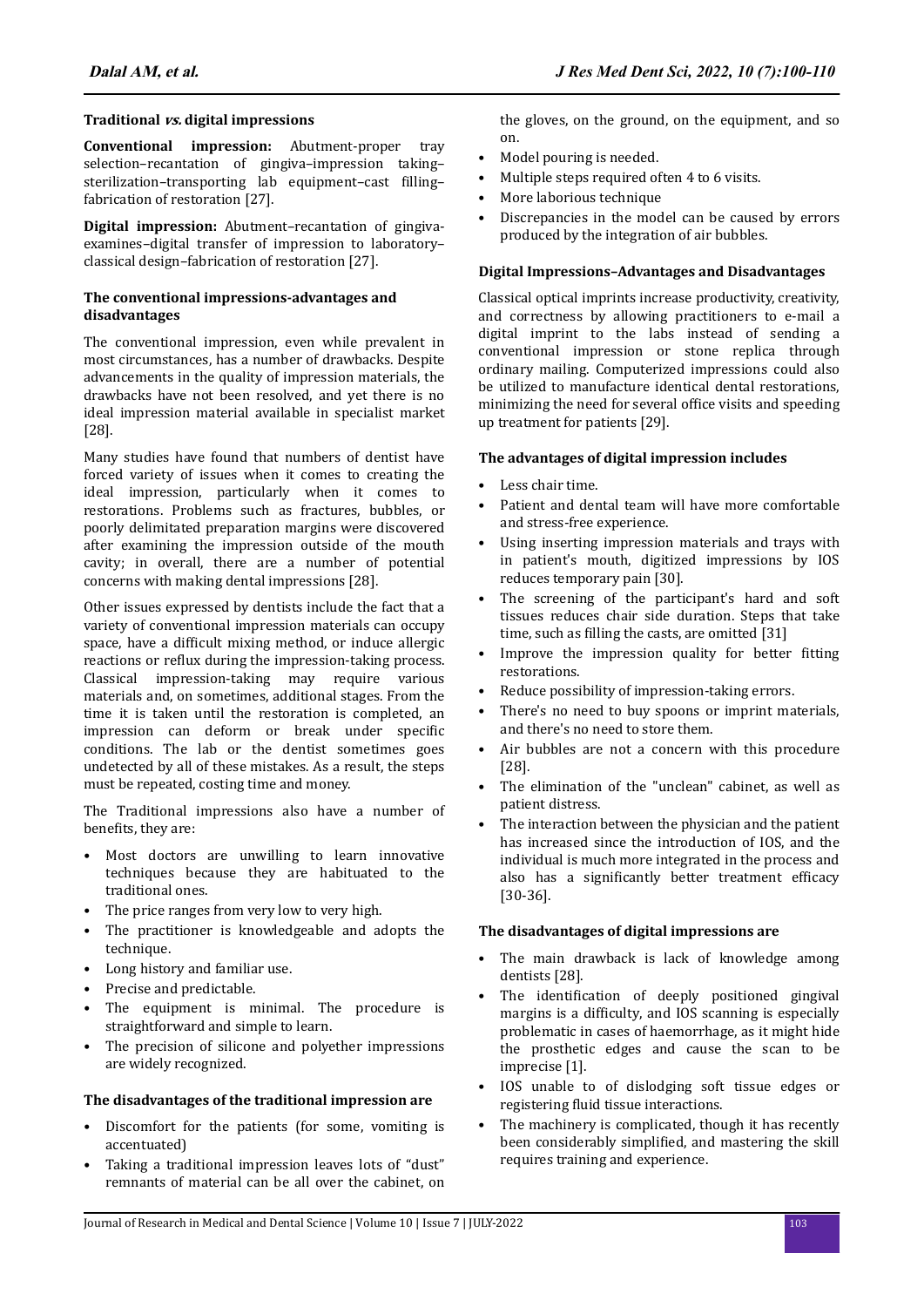### Traditional *vs.* digital impressions

**Conventional impression:** Abutment-proper tray selection–recantation of gingiva–impression taking–sterilization–transporting lab equipment–cast filling–fabrication of restoration [27].

**Digital impression:** Abutment–recantation of gingiva-examines–digital transfer of impression to laboratory–classical design–fabrication of restoration [27].

### The conventional impressions-advantages and disadvantages

The conventional impression, even while prevalent in most circumstances, has a number of drawbacks. Despite advancements in the quality of impression materials, the drawbacks have not been resolved, and yet there is no ideal impression material available in specialist market [28].

Many studies have found that numbers of dentist have forced variety of issues when it comes to creating the ideal impression, particularly when it comes to restorations. Problems such as fractures, bubbles, or poorly delimitated preparation margins were discovered after examining the impression outside of the mouth cavity; in overall, there are a number of potential concerns with making dental impressions [28].

Other issues expressed by dentists include the fact that a variety of conventional impression materials can occupy space, have a difficult mixing method, or induce allergic reactions or reflux during the impression-taking process. Classical impression-taking may require various materials and, on sometimes, additional stages. From the time it is taken until the restoration is completed, an impression can deform or break under specific conditions. The lab or the dentist sometimes goes undetected by all of these mistakes. As a result, the steps must be repeated, costing time and money.

The Traditional impressions also have a number of benefits, they are:

- Most doctors are unwilling to learn innovative techniques because they are habituated to the traditional ones.
- The price ranges from very low to very high.
- The practitioner is knowledgeable and adopts the technique.
- Long history and familiar use.
- Precise and predictable.
- The equipment is minimal. The procedure is straightforward and simple to learn.
- The precision of silicone and polyether impressions are widely recognized.

### The disadvantages of the traditional impression are

- Discomfort for the patients (for some, vomiting is accentuated)
- Taking a traditional impression leaves lots of "dust" remnants of material can be all over the cabinet, on the gloves, on the ground, on the equipment, and so on.
- Model pouring is needed.
- Multiple steps required often 4 to 6 visits.
- More laborious technique
- Discrepancies in the model can be caused by errors produced by the integration of air bubbles.

### Digital Impressions–Advantages and Disadvantages

Classical optical imprints increase productivity, creativity, and correctness by allowing practitioners to e-mail a digital imprint to the labs instead of sending a conventional impression or stone replica through ordinary mailing. Computerized impressions could also be utilized to manufacture identical dental restorations, minimizing the need for several office visits and speeding up treatment for patients [29].

### The advantages of digital impression includes

- Less chair time.
- Patient and dental team will have more comfortable and stress-free experience.
- Using inserting impression materials and trays with in patient's mouth, digitized impressions by IOS reduces temporary pain [30].
- The screening of the participant's hard and soft tissues reduces chair side duration. Steps that take time, such as filling the casts, are omitted [31]
- Improve the impression quality for better fitting restorations.
- Reduce possibility of impression-taking errors.
- There's no need to buy spoons or imprint materials, and there's no need to store them.
- Air bubbles are not a concern with this procedure [28].
- The elimination of the "unclean" cabinet, as well as patient distress.
- The interaction between the physician and the patient has increased since the introduction of IOS, and the individual is much more integrated in the process and also has a significantly better treatment efficacy [30-36].

### The disadvantages of digital impressions are

- The main drawback is lack of knowledge among dentists [28].
- The identification of deeply positioned gingival margins is a difficulty, and IOS scanning is especially problematic in cases of haemorrhage, as it might hide the prosthetic edges and cause the scan to be imprecise [1].
- IOS unable to of dislodging soft tissue edges or registering fluid tissue interactions.
- The machinery is complicated, though it has recently been considerably simplified, and mastering the skill requires training and experience.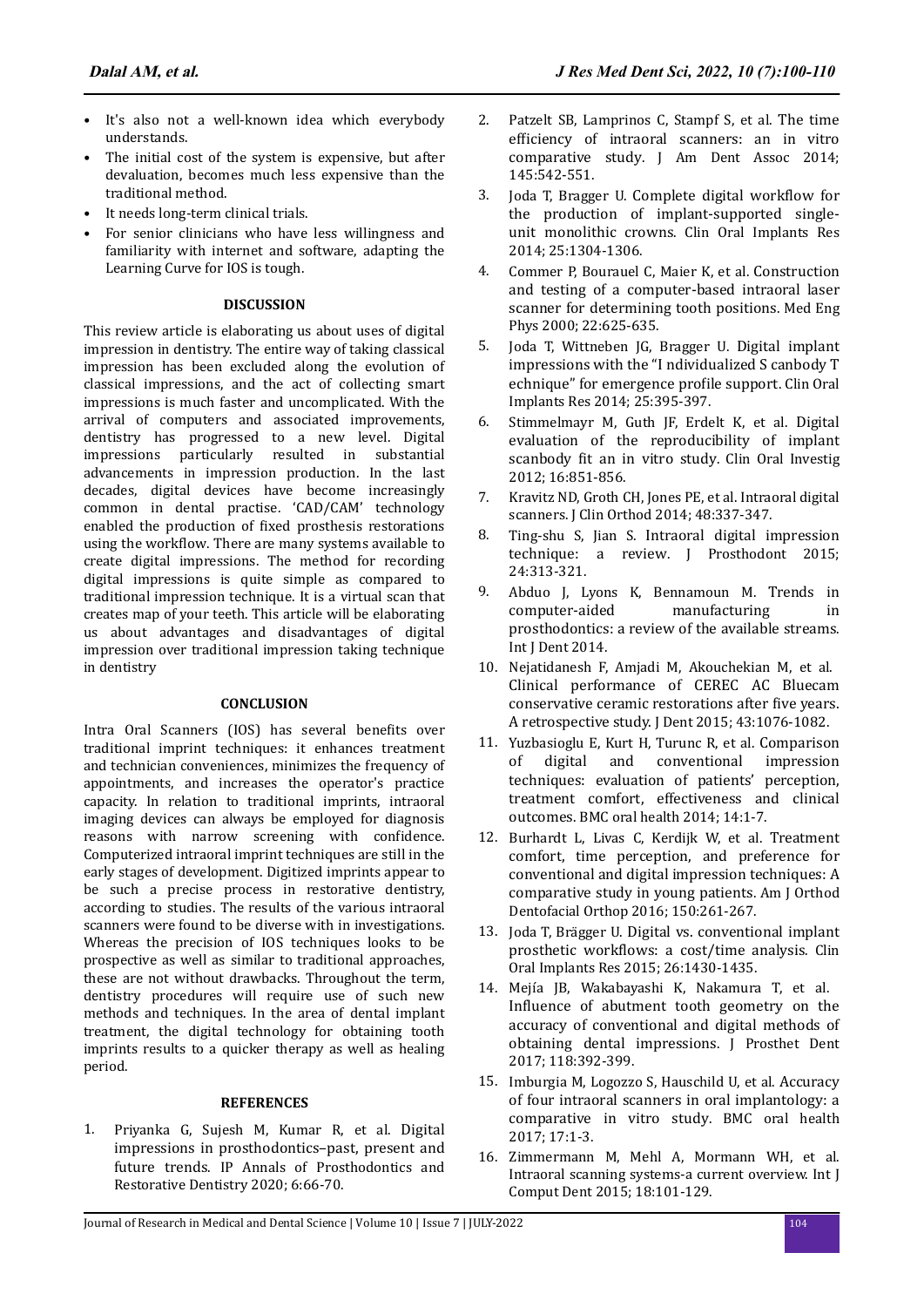- It's also not a well-known idea which everybody understands.
- The initial cost of the system is expensive, but after devaluation, becomes much less expensive than the traditional method.
- It needs long-term clinical trials.
- For senior clinicians who have less willingness and familiarity with internet and software, adapting the Learning Curve for IOS is tough.

## DISCUSSION

This review article is elaborating us about uses of digital impression in dentistry. The entire way of taking classical impression has been excluded along the evolution of classical impressions, and the act of collecting smart impressions is much faster and uncomplicated. With the arrival of computers and associated improvements, dentistry has progressed to a new level. Digital impressions particularly resulted in substantial advancements in impression production. In the last decades, digital devices have become increasingly common in dental practise. 'CAD/CAM' technology enabled the production of fixed prosthesis restorations using the workflow. There are many systems available to create digital impressions. The method for recording digital impressions is quite simple as compared to traditional impression technique. It is a virtual scan that creates map of your teeth. This article will be elaborating us about advantages and disadvantages of digital impression over traditional impression taking technique in dentistry

## CONCLUSION

Intra Oral Scanners (IOS) has several benefits over traditional imprint techniques: it enhances treatment and technician conveniences, minimizes the frequency of appointments, and increases the operator's practice capacity. In relation to traditional imprints, intraoral imaging devices can always be employed for diagnosis reasons with narrow screening with confidence. Computerized intraoral imprint techniques are still in the early stages of development. Digitized imprints appear to be such a precise process in restorative dentistry, according to studies. The results of the various intraoral scanners were found to be diverse with in investigations. Whereas the precision of IOS techniques looks to be prospective as well as similar to traditional approaches, these are not without drawbacks. Throughout the term, dentistry procedures will require use of such new methods and techniques. In the area of dental implant treatment, the digital technology for obtaining tooth imprints results to a quicker therapy as well as healing period.

## REFERENCES

1. Priyanka G, Sujesh M, Kumar R, et al. Digital impressions in prosthodontics–past, present and future trends. IP Annals of Prosthodontics and Restorative Dentistry 2020; 6:66-70.
2. Patzelt SB, Lamprinos C, Stampf S, et al. The time efficiency of intraoral scanners: an in vitro comparative study. J Am Dent Assoc 2014; 145:542-551.
3. Joda T, Bragger U. Complete digital workflow for the production of implant-supported single-unit monolithic crowns. Clin Oral Implants Res 2014; 25:1304-1306.
4. Commer P, Bourauel C, Maier K, et al. Construction and testing of a computer-based intraoral laser scanner for determining tooth positions. Med Eng Phys 2000; 22:625-635.
5. Joda T, Wittneben JG, Bragger U. Digital implant impressions with the "I ndividualized S canbody T echnique" for emergence profile support. Clin Oral Implants Res 2014; 25:395-397.
6. Stimmelmayr M, Guth JF, Erdelt K, et al. Digital evaluation of the reproducibility of implant scanbody fit an in vitro study. Clin Oral Investig 2012; 16:851-856.
7. Kravitz ND, Groth CH, Jones PE, et al. Intraoral digital scanners. J Clin Orthod 2014; 48:337-347.
8. Ting-shu S, Jian S. Intraoral digital impression technique: a review. J Prosthodont 2015; 24:313-321.
9. Abduo J, Lyons K, Bennamoun M. Trends in computer-aided manufacturing in prosthodontics: a review of the available streams. Int J Dent 2014.
10. Nejatidanesh F, Amjadi M, Akouchekian M, et al. Clinical performance of CEREC AC Bluecam conservative ceramic restorations after five years. A retrospective study. J Dent 2015; 43:1076-1082.
11. Yuzbasioglu E, Kurt H, Turunc R, et al. Comparison of digital and conventional impression techniques: evaluation of patients' perception, treatment comfort, effectiveness and clinical outcomes. BMC oral health 2014; 14:1-7.
12. Burhardt L, Livas C, Kerdijk W, et al. Treatment comfort, time perception, and preference for conventional and digital impression techniques: A comparative study in young patients. Am J Orthod Dentofacial Orthop 2016; 150:261-267.
13. Joda T, Brägger U. Digital vs. conventional implant prosthetic workflows: a cost/time analysis. Clin Oral Implants Res 2015; 26:1430-1435.
14. Mejía JB, Wakabayashi K, Nakamura T, et al. Influence of abutment tooth geometry on the accuracy of conventional and digital methods of obtaining dental impressions. J Prosthet Dent 2017; 118:392-399.
15. Imburgia M, Logozzo S, Hauschild U, et al. Accuracy of four intraoral scanners in oral implantology: a comparative in vitro study. BMC oral health 2017; 17:1-3.
16. Zimmermann M, Mehl A, Mormann WH, et al. Intraoral scanning systems-a current overview. Int J Comput Dent 2015; 18:101-129.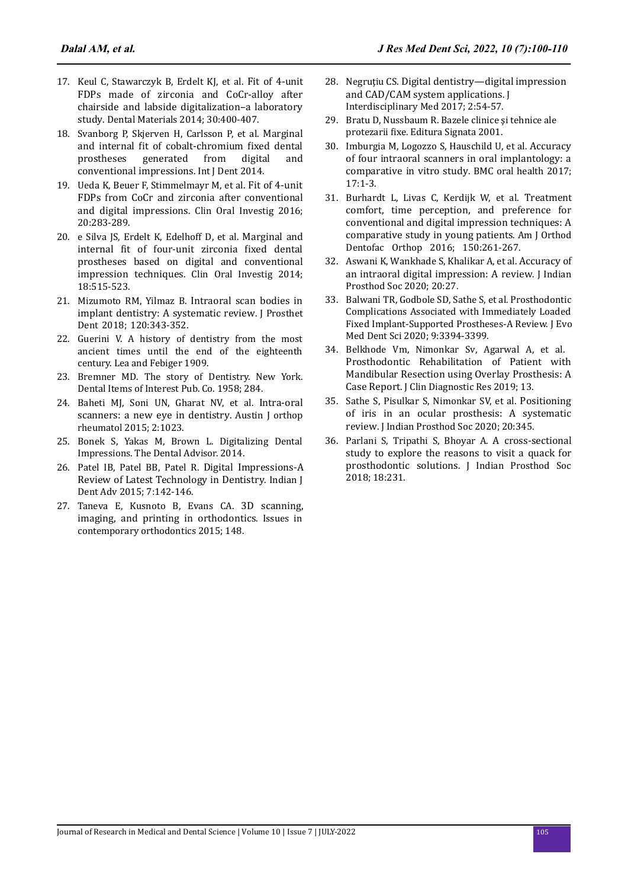17. Keul C, Stawarczyk B, Erdelt KJ, et al. Fit of 4-unit FDPs made of zirconia and CoCr-alloy after chairside and labside digitalization–a laboratory study. Dental Materials 2014; 30:400-407.
18. Svanborg P, Skjerven H, Carlsson P, et al. Marginal and internal fit of cobalt-chromium fixed dental prostheses generated from digital and conventional impressions. Int J Dent 2014.
19. Ueda K, Beuer F, Stimmelmayr M, et al. Fit of 4-unit FDPs from CoCr and zirconia after conventional and digital impressions. Clin Oral Investig 2016; 20:283-289.
20. e Silva JS, Erdelt K, Edelhoff D, et al. Marginal and internal fit of four-unit zirconia fixed dental prostheses based on digital and conventional impression techniques. Clin Oral Investig 2014; 18:515-523.
21. Mizumoto RM, Yilmaz B. Intraoral scan bodies in implant dentistry: A systematic review. J Prosthet Dent 2018; 120:343-352.
22. Guerini V. A history of dentistry from the most ancient times until the end of the eighteenth century. Lea and Febiger 1909.
23. Bremner MD. The story of Dentistry. New York. Dental Items of Interest Pub. Co. 1958; 284.
24. Baheti MJ, Soni UN, Gharat NV, et al. Intra-oral scanners: a new eye in dentistry. Austin J orthop rheumatol 2015; 2:1023.
25. Bonek S, Yakas M, Brown L. Digitalizing Dental Impressions. The Dental Advisor. 2014.
26. Patel IB, Patel BB, Patel R. Digital Impressions-A Review of Latest Technology in Dentistry. Indian J Dent Adv 2015; 7:142-146.
27. Taneva E, Kusnoto B, Evans CA. 3D scanning, imaging, and printing in orthodontics. Issues in contemporary orthodontics 2015; 148.
28. Negruțiu CS. Digital dentistry—digital impression and CAD/CAM system applications. J Interdisciplinary Med 2017; 2:54-57.
29. Bratu D, Nussbaum R. Bazele clinice și tehnice ale protezarii fixe. Editura Signata 2001.
30. Imburgia M, Logozzo S, Hauschild U, et al. Accuracy of four intraoral scanners in oral implantology: a comparative in vitro study. BMC oral health 2017; 17:1-3.
31. Burhardt L, Livas C, Kerdijk W, et al. Treatment comfort, time perception, and preference for conventional and digital impression techniques: A comparative study in young patients. Am J Orthod Dentofac Orthop 2016; 150:261-267.
32. Aswani K, Wankhade S, Khalikar A, et al. Accuracy of an intraoral digital impression: A review. J Indian Prosthod Soc 2020; 20:27.
33. Balwani TR, Godbole SD, Sathe S, et al. Prosthodontic Complications Associated with Immediately Loaded Fixed Implant-Supported Prostheses-A Review. J Evo Med Dent Sci 2020; 9:3394-3399.
34. Belkhode Vm, Nimonkar Sv, Agarwal A, et al. Prosthodontic Rehabilitation of Patient with Mandibular Resection using Overlay Prosthesis: A Case Report. J Clin Diagnostic Res 2019; 13.
35. Sathe S, Pisulkar S, Nimonkar SV, et al. Positioning of iris in an ocular prosthesis: A systematic review. J Indian Prosthod Soc 2020; 20:345.
36. Parlani S, Tripathi S, Bhoyar A. A cross-sectional study to explore the reasons to visit a quack for prosthodontic solutions. J Indian Prosthod Soc 2018; 18:231.